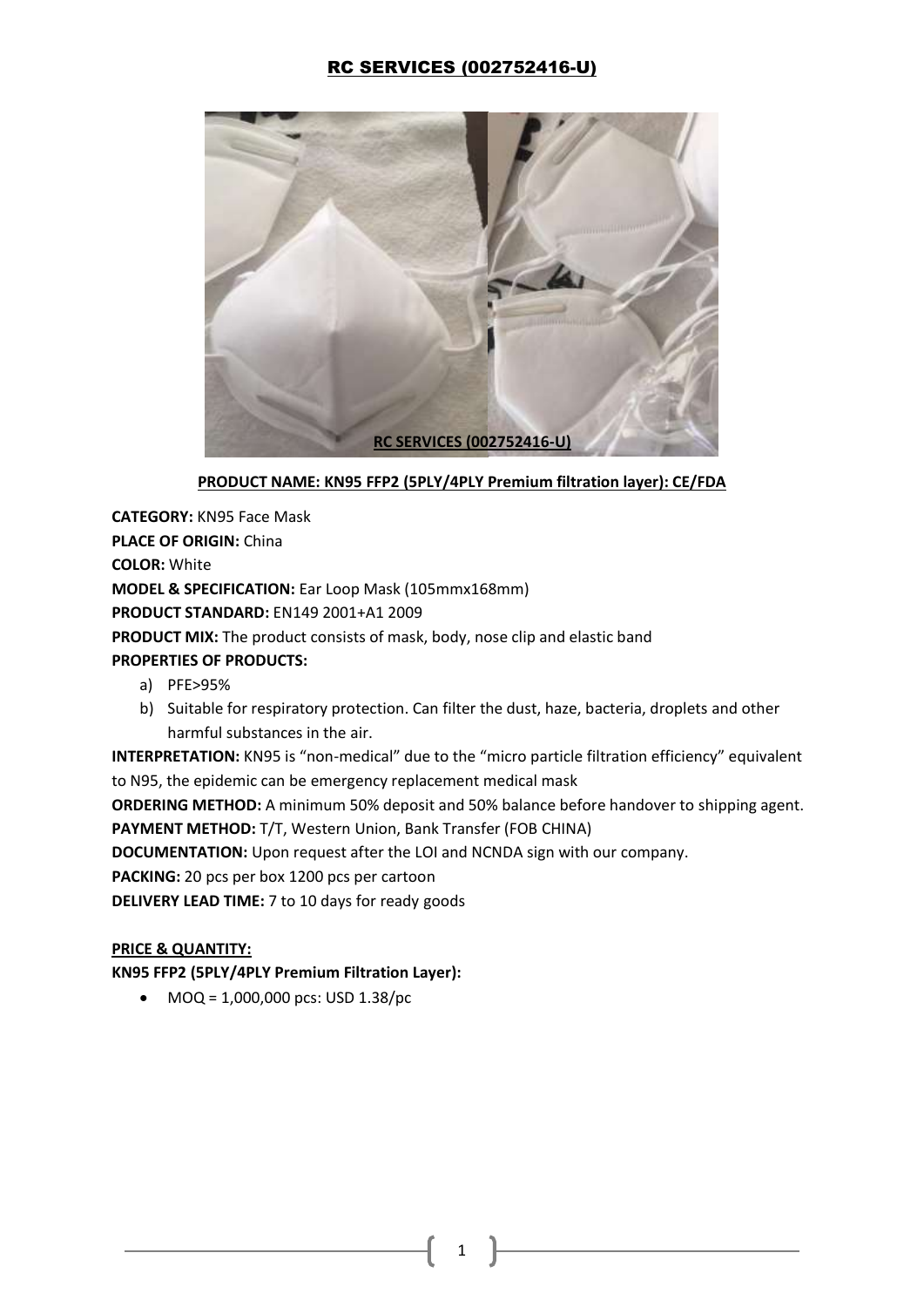# RC SERVICES (002752416-U)

**PRODUCT NAME: KN95 FFP2 (5PLY/4PLY Premium filtration layer): CE/FDA**

**CATEGORY:** KN95 Face Mask

**PLACE OF ORIGIN:** China

**COLOR:** White

**MODEL & SPECIFICATION:** Ear Loop Mask (105mmx168mm)

**PRODUCT STANDARD:** EN149 2001+A1 2009

**PRODUCT MIX:** The product consists of mask, body, nose clip and elastic band

**PROPERTIES OF PRODUCTS:**

a) PFE>95%

b) Suitable for respiratory protection. Can filter the dust, haze, bacteria, droplets and other harmful substances in the air.

**INTERPRETATION:** KN95 is "non-medical" due to the "micro particle filtration efficiency" equivalent to N95, the epidemic can be emergency replacement medical mask

**ORDERING METHOD:** A minimum 50% deposit and 50% balance before handover to shipping agent.

**PAYMENT METHOD:** T/T, Western Union, Bank Transfer (FOB CHINA)

**DOCUMENTATION:** Upon request after the LOI and NCNDA sign with our company.

**PACKING:** 20 pcs per box 1200 pcs per cartoon

**DELIVERY LEAD TIME:** 7 to 10 days for ready goods

**PRICE & QUANTITY:**

**KN95 FFP2 (5PLY/4PLY Premium Filtration Layer):**

- MOQ = 1,000,000 pcs: USD 1.38/pc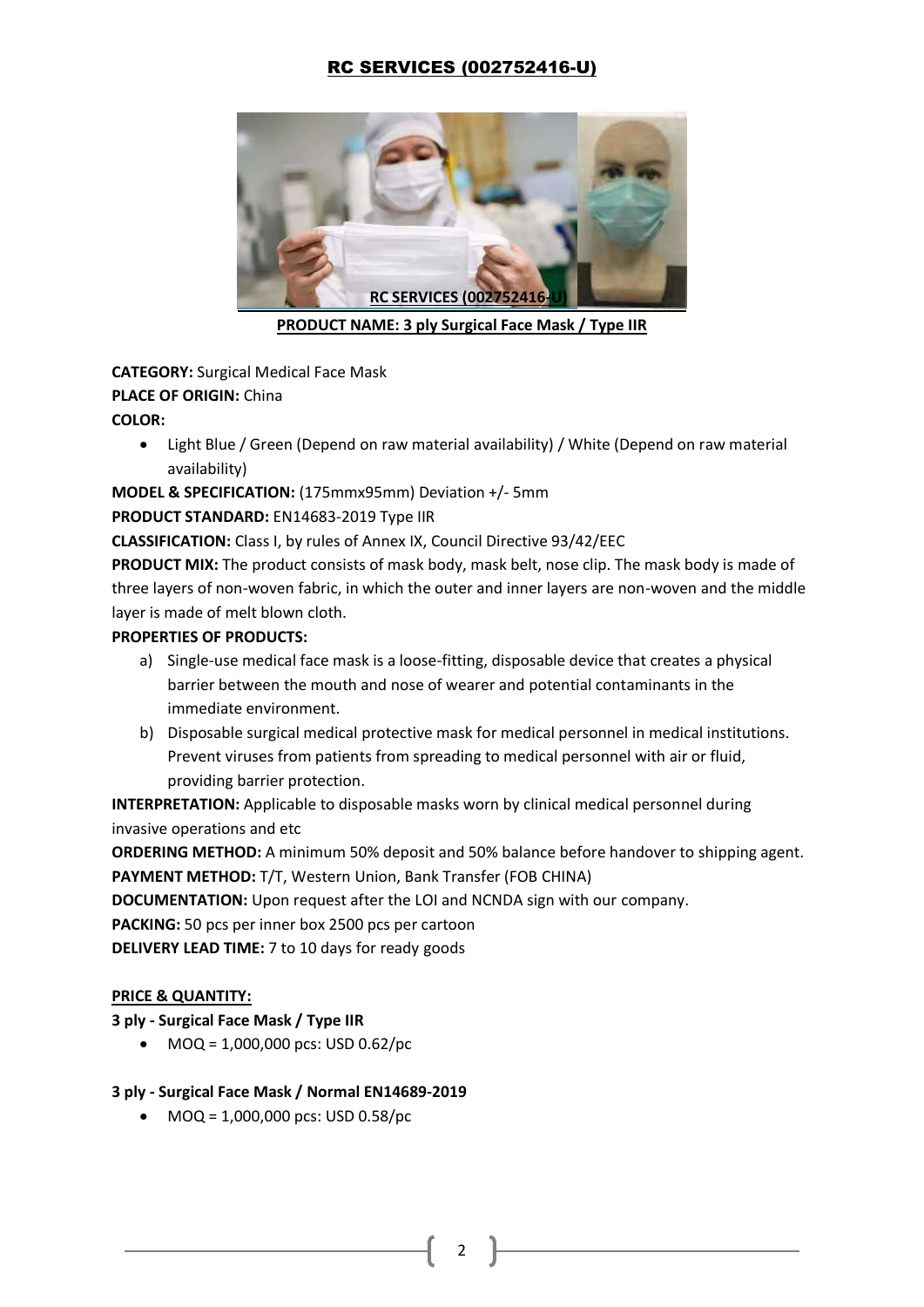# RC SERVICES (002752416-U)

RC SERVICES (002752416-U)

**PRODUCT NAME: 3 ply Surgical Face Mask / Type IIR**

**CATEGORY:** Surgical Medical Face Mask

**PLACE OF ORIGIN:** China

**COLOR:**

- Light Blue / Green (Depend on raw material availability) / White (Depend on raw material availability)

**MODEL & SPECIFICATION:** (175mmx95mm) Deviation +/- 5mm

**PRODUCT STANDARD:** EN14683-2019 Type IIR

**CLASSIFICATION:** Class I, by rules of Annex IX, Council Directive 93/42/EEC

**PRODUCT MIX:** The product consists of mask body, mask belt, nose clip. The mask body is made of three layers of non-woven fabric, in which the outer and inner layers are non-woven and the middle layer is made of melt blown cloth.

**PROPERTIES OF PRODUCTS:**

a) Single-use medical face mask is a loose-fitting, disposable device that creates a physical barrier between the mouth and nose of wearer and potential contaminants in the immediate environment.

b) Disposable surgical medical protective mask for medical personnel in medical institutions. Prevent viruses from patients from spreading to medical personnel with air or fluid, providing barrier protection.

**INTERPRETATION:** Applicable to disposable masks worn by clinical medical personnel during invasive operations and etc

**ORDERING METHOD:** A minimum 50% deposit and 50% balance before handover to shipping agent.

**PAYMENT METHOD:** T/T, Western Union, Bank Transfer (FOB CHINA)

**DOCUMENTATION:** Upon request after the LOI and NCNDA sign with our company.

**PACKING:** 50 pcs per inner box 2500 pcs per cartoon

**DELIVERY LEAD TIME:** 7 to 10 days for ready goods

**PRICE & QUANTITY:**

**3 ply - Surgical Face Mask / Type IIR**

- MOQ = 1,000,000 pcs: USD 0.62/pc

**3 ply - Surgical Face Mask / Normal EN14689-2019**

- MOQ = 1,000,000 pcs: USD 0.58/pc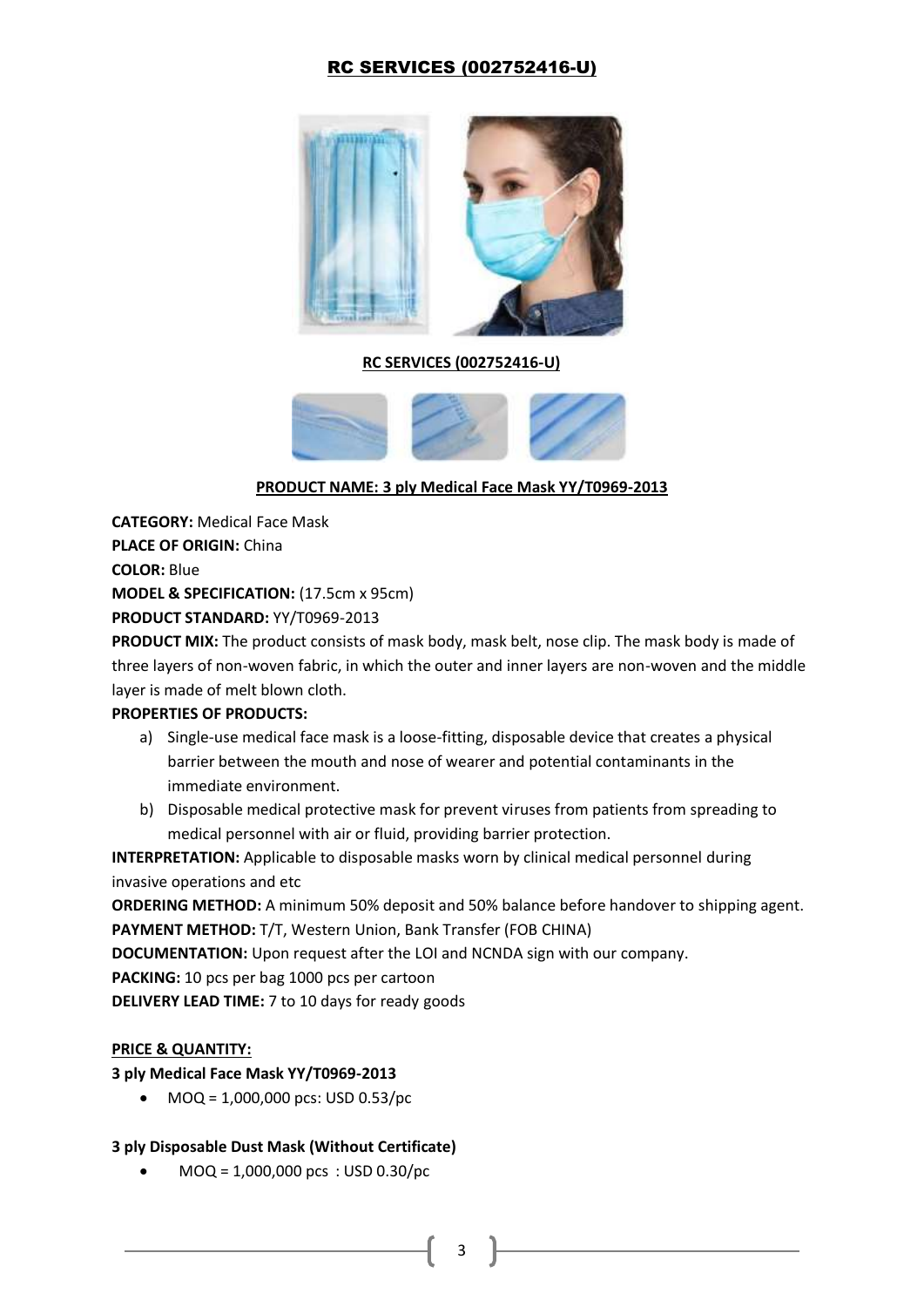# RC SERVICES (002752416-U)

**RC SERVICES (002752416-U)**

**PRODUCT NAME: 3 ply Medical Face Mask YY/T0969-2013**

**CATEGORY:** Medical Face Mask
**PLACE OF ORIGIN:** China
**COLOR:** Blue
**MODEL & SPECIFICATION:** (17.5cm x 95cm)
**PRODUCT STANDARD:** YY/T0969-2013
**PRODUCT MIX:** The product consists of mask body, mask belt, nose clip. The mask body is made of three layers of non-woven fabric, in which the outer and inner layers are non-woven and the middle layer is made of melt blown cloth.

**PROPERTIES OF PRODUCTS:**

a) Single-use medical face mask is a loose-fitting, disposable device that creates a physical barrier between the mouth and nose of wearer and potential contaminants in the immediate environment.
b) Disposable medical protective mask for prevent viruses from patients from spreading to medical personnel with air or fluid, providing barrier protection.

**INTERPRETATION:** Applicable to disposable masks worn by clinical medical personnel during invasive operations and etc
**ORDERING METHOD:** A minimum 50% deposit and 50% balance before handover to shipping agent.
**PAYMENT METHOD:** T/T, Western Union, Bank Transfer (FOB CHINA)
**DOCUMENTATION:** Upon request after the LOI and NCNDA sign with our company.
**PACKING:** 10 pcs per bag 1000 pcs per cartoon
**DELIVERY LEAD TIME:** 7 to 10 days for ready goods

**PRICE & QUANTITY:**

**3 ply Medical Face Mask YY/T0969-2013**

- MOQ = 1,000,000 pcs: USD 0.53/pc

**3 ply Disposable Dust Mask (Without Certificate)**

- MOQ = 1,000,000 pcs : USD 0.30/pc